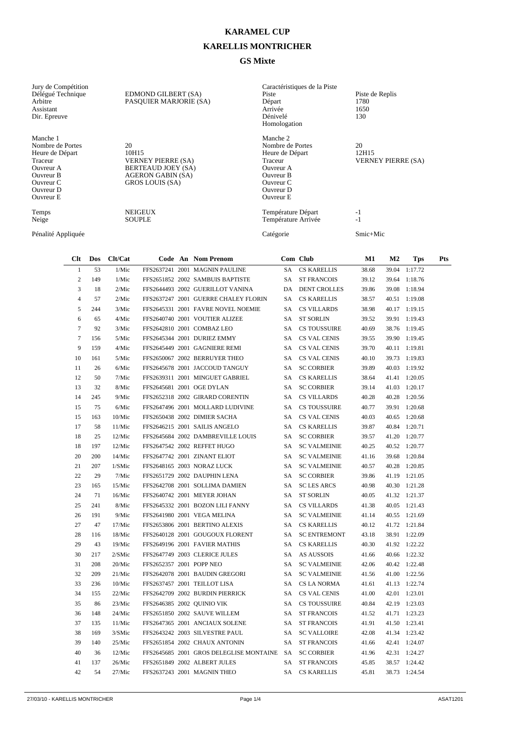# KARAMEL CUP

## KARELLIS MONTRICHER

### GS Mixte

| Jury de Compétition | | Caractéristiques de la Piste | |
|---|---|---|---|
| Délégué Technique | EDMOND GILBERT (SA) | Piste | Piste de Replis |
| Arbitre | PASQUIER MARJORIE (SA) | Départ | 1780 |
| Assistant | | Arrivée | 1650 |
| Dir. Epreuve | | Dénivelé | 130 |
| | | Homologation | |

| Manche 1 | | Manche 2 | |
|---|---|---|---|
| Nombre de Portes | 20 | Nombre de Portes | 20 |
| Heure de Départ | 10H15 | Heure de Départ | 12H15 |
| Traceur | VERNEY PIERRE (SA) | Traceur | VERNEY PIERRE (SA) |
| Ouvreur A | BERTEAUD JOEY (SA) | Ouvreur A | |
| Ouvreur B | AGERON GABIN (SA) | Ouvreur B | |
| Ouvreur C | GROS LOUIS (SA) | Ouvreur C | |
| Ouvreur D | | Ouvreur D | |
| Ouvreur E | | Ouvreur E | |

| | | | |
|---|---|---|---|
| Temps | NEIGEUX | Température Départ | -1 |
| Neige | SOUPLE | Température Arrivée | -1 |
| Pénalité Appliquée | | Catégorie | Smic+Mic |

| Clt | Dos | Clt/Cat | Code | An | Nom Prenom | Com | Club | M1 | M2 | Tps | Pts |
|---|---|---|---|---|---|---|---|---|---|---|---|
| 1 | 53 | 1/Mic | FFS2637241 | 2001 | MAGNIN PAULINE | SA | CS KARELLIS | 38.68 | 39.04 | 1:17.72 | |
| 2 | 149 | 1/Mic | FFS2651852 | 2002 | SAMBUIS BAPTISTE | SA | ST FRANCOIS | 39.12 | 39.64 | 1:18.76 | |
| 3 | 18 | 2/Mic | FFS2644493 | 2002 | GUERILLOT VANINA | DA | DENT CROLLES | 39.86 | 39.08 | 1:18.94 | |
| 4 | 57 | 2/Mic | FFS2637247 | 2001 | GUERRE CHALEY FLORIN | SA | CS KARELLIS | 38.57 | 40.51 | 1:19.08 | |
| 5 | 244 | 3/Mic | FFS2645331 | 2001 | FAVRE NOVEL NOEMIE | SA | CS VILLARDS | 38.98 | 40.17 | 1:19.15 | |
| 6 | 65 | 4/Mic | FFS2640740 | 2001 | VOUTIER ALIZEE | SA | ST SORLIN | 39.52 | 39.91 | 1:19.43 | |
| 7 | 92 | 3/Mic | FFS2642810 | 2001 | COMBAZ LEO | SA | CS TOUSSUIRE | 40.69 | 38.76 | 1:19.45 | |
| 7 | 156 | 5/Mic | FFS2645344 | 2001 | DURIEZ EMMY | SA | CS VAL CENIS | 39.55 | 39.90 | 1:19.45 | |
| 9 | 159 | 4/Mic | FFS2645449 | 2001 | GAGNIERE REMI | SA | CS VAL CENIS | 39.70 | 40.11 | 1:19.81 | |
| 10 | 161 | 5/Mic | FFS2650067 | 2002 | BERRUYER THEO | SA | CS VAL CENIS | 40.10 | 39.73 | 1:19.83 | |
| 11 | 26 | 6/Mic | FFS2645678 | 2001 | JACCOUD TANGUY | SA | SC CORBIER | 39.89 | 40.03 | 1:19.92 | |
| 12 | 50 | 7/Mic | FFS2639311 | 2001 | MINGUET GABRIEL | SA | CS KARELLIS | 38.64 | 41.41 | 1:20.05 | |
| 13 | 32 | 8/Mic | FFS2645681 | 2001 | OGE DYLAN | SA | SC CORBIER | 39.14 | 41.03 | 1:20.17 | |
| 14 | 245 | 9/Mic | FFS2652318 | 2002 | GIRARD CORENTIN | SA | CS VILLARDS | 40.28 | 40.28 | 1:20.56 | |
| 15 | 75 | 6/Mic | FFS2647496 | 2001 | MOLLARD LUDIVINE | SA | CS TOUSSUIRE | 40.77 | 39.91 | 1:20.68 | |
| 15 | 163 | 10/Mic | FFS2650438 | 2002 | DIMIER SACHA | SA | CS VAL CENIS | 40.03 | 40.65 | 1:20.68 | |
| 17 | 58 | 11/Mic | FFS2646215 | 2001 | SAILIS ANGELO | SA | CS KARELLIS | 39.87 | 40.84 | 1:20.71 | |
| 18 | 25 | 12/Mic | FFS2645684 | 2002 | DAMBREVILLE LOUIS | SA | SC CORBIER | 39.57 | 41.20 | 1:20.77 | |
| 18 | 197 | 12/Mic | FFS2647542 | 2002 | REFFET HUGO | SA | SC VALMEINIE | 40.25 | 40.52 | 1:20.77 | |
| 20 | 200 | 14/Mic | FFS2647742 | 2001 | ZINANT ELIOT | SA | SC VALMEINIE | 41.16 | 39.68 | 1:20.84 | |
| 21 | 207 | 1/SMic | FFS2648165 | 2003 | NORAZ LUCK | SA | SC VALMEINIE | 40.57 | 40.28 | 1:20.85 | |
| 22 | 29 | 7/Mic | FFS2651729 | 2002 | DAUPHIN LENA | SA | SC CORBIER | 39.86 | 41.19 | 1:21.05 | |
| 23 | 165 | 15/Mic | FFS2642708 | 2001 | SOLLIMA DAMIEN | SA | SC LES ARCS | 40.98 | 40.30 | 1:21.28 | |
| 24 | 71 | 16/Mic | FFS2640742 | 2001 | MEYER JOHAN | SA | ST SORLIN | 40.05 | 41.32 | 1:21.37 | |
| 25 | 241 | 8/Mic | FFS2645332 | 2001 | BOZON LILI FANNY | SA | CS VILLARDS | 41.38 | 40.05 | 1:21.43 | |
| 26 | 191 | 9/Mic | FFS2641980 | 2001 | VEGA MELINA | SA | SC VALMEINIE | 41.14 | 40.55 | 1:21.69 | |
| 27 | 47 | 17/Mic | FFS2653806 | 2001 | BERTINO ALEXIS | SA | CS KARELLIS | 40.12 | 41.72 | 1:21.84 | |
| 28 | 116 | 18/Mic | FFS2640128 | 2001 | GOUGOUX FLORENT | SA | SC ENTREMONT | 43.18 | 38.91 | 1:22.09 | |
| 29 | 43 | 19/Mic | FFS2649196 | 2001 | FAVIER MATHIS | SA | CS KARELLIS | 40.30 | 41.92 | 1:22.22 | |
| 30 | 217 | 2/SMic | FFS2647749 | 2003 | CLERICE JULES | SA | AS AUSSOIS | 41.66 | 40.66 | 1:22.32 | |
| 31 | 208 | 20/Mic | FFS2652357 | 2001 | POPP NEO | SA | SC VALMEINIE | 42.06 | 40.42 | 1:22.48 | |
| 32 | 209 | 21/Mic | FFS2642078 | 2001 | BAUDIN GREGORI | SA | SC VALMEINIE | 41.56 | 41.00 | 1:22.56 | |
| 33 | 236 | 10/Mic | FFS2637457 | 2001 | TEILLOT LISA | SA | CS LA NORMA | 41.61 | 41.13 | 1:22.74 | |
| 34 | 155 | 22/Mic | FFS2642709 | 2002 | BURDIN PIERRICK | SA | CS VAL CENIS | 41.00 | 42.01 | 1:23.01 | |
| 35 | 86 | 23/Mic | FFS2646385 | 2002 | QUINIO VIK | SA | CS TOUSSUIRE | 40.84 | 42.19 | 1:23.03 | |
| 36 | 148 | 24/Mic | FFS2651850 | 2002 | SAUVE WILLEM | SA | ST FRANCOIS | 41.52 | 41.71 | 1:23.23 | |
| 37 | 135 | 11/Mic | FFS2647365 | 2001 | ANCIAUX SOLENE | SA | ST FRANCOIS | 41.91 | 41.50 | 1:23.41 | |
| 38 | 169 | 3/SMic | FFS2643242 | 2003 | SILVESTRE PAUL | SA | SC VALLOIRE | 42.08 | 41.34 | 1:23.42 | |
| 39 | 140 | 25/Mic | FFS2651854 | 2002 | CHAUX ANTONIN | SA | ST FRANCOIS | 41.66 | 42.41 | 1:24.07 | |
| 40 | 36 | 12/Mic | FFS2645685 | 2001 | GROS DELEGLISE MONTAINE | SA | SC CORBIER | 41.96 | 42.31 | 1:24.27 | |
| 41 | 137 | 26/Mic | FFS2651849 | 2002 | ALBERT JULES | SA | ST FRANCOIS | 45.85 | 38.57 | 1:24.42 | |
| 42 | 54 | 27/Mic | FFS2637243 | 2001 | MAGNIN THEO | SA | CS KARELLIS | 45.81 | 38.73 | 1:24.54 | |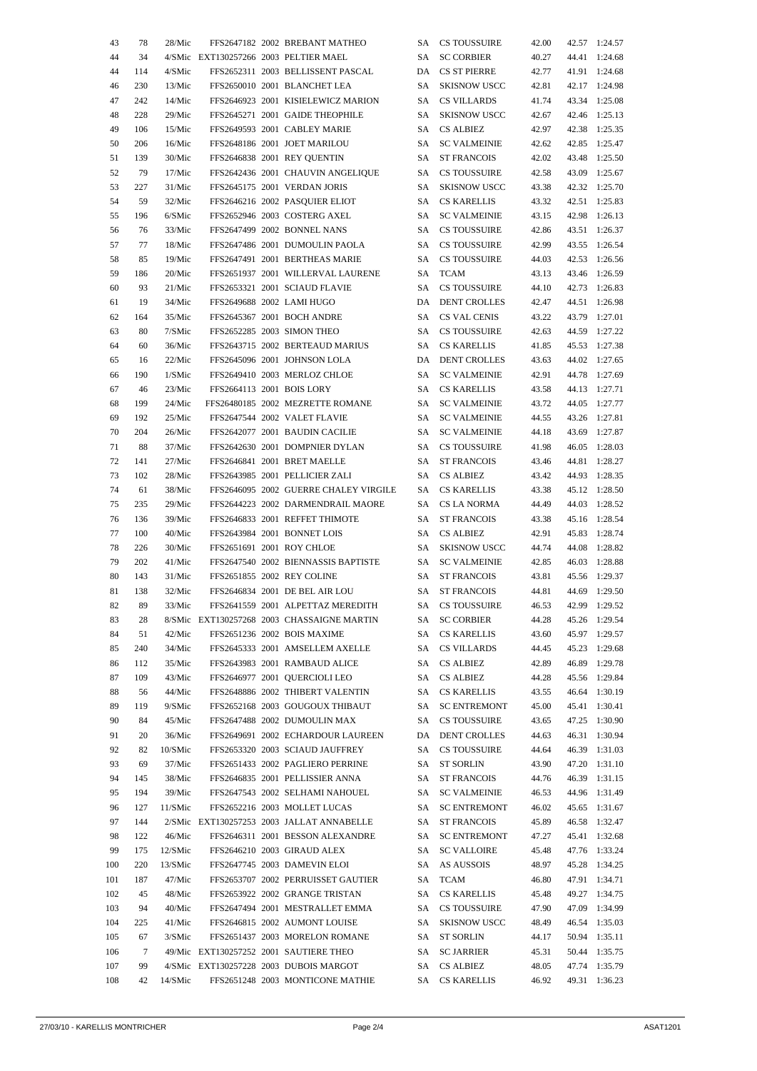| | | | | | | | | | | |
|---|---|---|---|---|---|---|---|---|---|---|
| 43 | 78 | 28/Mic | FFS2647182 | 2002 | BREBANT MATHEO | SA | CS TOUSSUIRE | 42.00 | 42.57 | 1:24.57 |
| 44 | 34 | 4/SMic | EXT130257266 | 2003 | PELTIER MAEL | SA | SC CORBIER | 40.27 | 44.41 | 1:24.68 |
| 44 | 114 | 4/SMic | FFS2652311 | 2003 | BELLISSENT PASCAL | DA | CS ST PIERRE | 42.77 | 41.91 | 1:24.68 |
| 46 | 230 | 13/Mic | FFS2650010 | 2001 | BLANCHET LEA | SA | SKISNOW USCC | 42.81 | 42.17 | 1:24.98 |
| 47 | 242 | 14/Mic | FFS2646923 | 2001 | KISIELEWICZ MARION | SA | CS VILLARDS | 41.74 | 43.34 | 1:25.08 |
| 48 | 228 | 29/Mic | FFS2645271 | 2001 | GAIDE THEOPHILE | SA | SKISNOW USCC | 42.67 | 42.46 | 1:25.13 |
| 49 | 106 | 15/Mic | FFS2649593 | 2001 | CABLEY MARIE | SA | CS ALBIEZ | 42.97 | 42.38 | 1:25.35 |
| 50 | 206 | 16/Mic | FFS2648186 | 2001 | JOET MARILOU | SA | SC VALMEINIE | 42.62 | 42.85 | 1:25.47 |
| 51 | 139 | 30/Mic | FFS2646838 | 2001 | REY QUENTIN | SA | ST FRANCOIS | 42.02 | 43.48 | 1:25.50 |
| 52 | 79 | 17/Mic | FFS2642436 | 2001 | CHAUVIN ANGELIQUE | SA | CS TOUSSUIRE | 42.58 | 43.09 | 1:25.67 |
| 53 | 227 | 31/Mic | FFS2645175 | 2001 | VERDAN JORIS | SA | SKISNOW USCC | 43.38 | 42.32 | 1:25.70 |
| 54 | 59 | 32/Mic | FFS2646216 | 2002 | PASQUIER ELIOT | SA | CS KARELLIS | 43.32 | 42.51 | 1:25.83 |
| 55 | 196 | 6/SMic | FFS2652946 | 2003 | COSTERG AXEL | SA | SC VALMEINIE | 43.15 | 42.98 | 1:26.13 |
| 56 | 76 | 33/Mic | FFS2647499 | 2002 | BONNEL NANS | SA | CS TOUSSUIRE | 42.86 | 43.51 | 1:26.37 |
| 57 | 77 | 18/Mic | FFS2647486 | 2001 | DUMOULIN PAOLA | SA | CS TOUSSUIRE | 42.99 | 43.55 | 1:26.54 |
| 58 | 85 | 19/Mic | FFS2647491 | 2001 | BERTHEAS MARIE | SA | CS TOUSSUIRE | 44.03 | 42.53 | 1:26.56 |
| 59 | 186 | 20/Mic | FFS2651937 | 2001 | WILLERVAL LAURENE | SA | TCAM | 43.13 | 43.46 | 1:26.59 |
| 60 | 93 | 21/Mic | FFS2653321 | 2001 | SCIAUD FLAVIE | SA | CS TOUSSUIRE | 44.10 | 42.73 | 1:26.83 |
| 61 | 19 | 34/Mic | FFS2649688 | 2002 | LAMI HUGO | DA | DENT CROLLES | 42.47 | 44.51 | 1:26.98 |
| 62 | 164 | 35/Mic | FFS2645367 | 2001 | BOCH ANDRE | SA | CS VAL CENIS | 43.22 | 43.79 | 1:27.01 |
| 63 | 80 | 7/SMic | FFS2652285 | 2003 | SIMON THEO | SA | CS TOUSSUIRE | 42.63 | 44.59 | 1:27.22 |
| 64 | 60 | 36/Mic | FFS2643715 | 2002 | BERTEAUD MARIUS | SA | CS KARELLIS | 41.85 | 45.53 | 1:27.38 |
| 65 | 16 | 22/Mic | FFS2645096 | 2001 | JOHNSON LOLA | DA | DENT CROLLES | 43.63 | 44.02 | 1:27.65 |
| 66 | 190 | 1/SMic | FFS2649410 | 2003 | MERLOZ CHLOE | SA | SC VALMEINIE | 42.91 | 44.78 | 1:27.69 |
| 67 | 46 | 23/Mic | FFS2664113 | 2001 | BOIS LORY | SA | CS KARELLIS | 43.58 | 44.13 | 1:27.71 |
| 68 | 199 | 24/Mic | FFS26480185 | 2002 | MEZRETTE ROMANE | SA | SC VALMEINIE | 43.72 | 44.05 | 1:27.77 |
| 69 | 192 | 25/Mic | FFS2647544 | 2002 | VALET FLAVIE | SA | SC VALMEINIE | 44.55 | 43.26 | 1:27.81 |
| 70 | 204 | 26/Mic | FFS2642077 | 2001 | BAUDIN CACILIE | SA | SC VALMEINIE | 44.18 | 43.69 | 1:27.87 |
| 71 | 88 | 37/Mic | FFS2642630 | 2001 | DOMPNIER DYLAN | SA | CS TOUSSUIRE | 41.98 | 46.05 | 1:28.03 |
| 72 | 141 | 27/Mic | FFS2646841 | 2001 | BRET MAELLE | SA | ST FRANCOIS | 43.46 | 44.81 | 1:28.27 |
| 73 | 102 | 28/Mic | FFS2643985 | 2001 | PELLICIER ZALI | SA | CS ALBIEZ | 43.42 | 44.93 | 1:28.35 |
| 74 | 61 | 38/Mic | FFS2646095 | 2002 | GUERRE CHALEY VIRGILE | SA | CS KARELLIS | 43.38 | 45.12 | 1:28.50 |
| 75 | 235 | 29/Mic | FFS2644223 | 2002 | DARMENDRAIL MAORE | SA | CS LA NORMA | 44.49 | 44.03 | 1:28.52 |
| 76 | 136 | 39/Mic | FFS2646833 | 2001 | REFFET THIMOTE | SA | ST FRANCOIS | 43.38 | 45.16 | 1:28.54 |
| 77 | 100 | 40/Mic | FFS2643984 | 2001 | BONNET LOIS | SA | CS ALBIEZ | 42.91 | 45.83 | 1:28.74 |
| 78 | 226 | 30/Mic | FFS2651691 | 2001 | ROY CHLOE | SA | SKISNOW USCC | 44.74 | 44.08 | 1:28.82 |
| 79 | 202 | 41/Mic | FFS2647540 | 2002 | BIENNASSIS BAPTISTE | SA | SC VALMEINIE | 42.85 | 46.03 | 1:28.88 |
| 80 | 143 | 31/Mic | FFS2651855 | 2002 | REY COLINE | SA | ST FRANCOIS | 43.81 | 45.56 | 1:29.37 |
| 81 | 138 | 32/Mic | FFS2646834 | 2001 | DE BEL AIR LOU | SA | ST FRANCOIS | 44.81 | 44.69 | 1:29.50 |
| 82 | 89 | 33/Mic | FFS2641559 | 2001 | ALPETTAZ MEREDITH | SA | CS TOUSSUIRE | 46.53 | 42.99 | 1:29.52 |
| 83 | 28 | 8/SMic | EXT130257268 | 2003 | CHASSAIGNE MARTIN | SA | SC CORBIER | 44.28 | 45.26 | 1:29.54 |
| 84 | 51 | 42/Mic | FFS2651236 | 2002 | BOIS MAXIME | SA | CS KARELLIS | 43.60 | 45.97 | 1:29.57 |
| 85 | 240 | 34/Mic | FFS2645333 | 2001 | AMSELLEM AXELLE | SA | CS VILLARDS | 44.45 | 45.23 | 1:29.68 |
| 86 | 112 | 35/Mic | FFS2643983 | 2001 | RAMBAUD ALICE | SA | CS ALBIEZ | 42.89 | 46.89 | 1:29.78 |
| 87 | 109 | 43/Mic | FFS2646977 | 2001 | QUERCIOLI LEO | SA | CS ALBIEZ | 44.28 | 45.56 | 1:29.84 |
| 88 | 56 | 44/Mic | FFS2648886 | 2002 | THIBERT VALENTIN | SA | CS KARELLIS | 43.55 | 46.64 | 1:30.19 |
| 89 | 119 | 9/SMic | FFS2652168 | 2003 | GOUGOUX THIBAUT | SA | SC ENTREMONT | 45.00 | 45.41 | 1:30.41 |
| 90 | 84 | 45/Mic | FFS2647488 | 2002 | DUMOULIN MAX | SA | CS TOUSSUIRE | 43.65 | 47.25 | 1:30.90 |
| 91 | 20 | 36/Mic | FFS2649691 | 2002 | ECHARDOUR LAUREEN | DA | DENT CROLLES | 44.63 | 46.31 | 1:30.94 |
| 92 | 82 | 10/SMic | FFS2653320 | 2003 | SCIAUD JAUFFREY | SA | CS TOUSSUIRE | 44.64 | 46.39 | 1:31.03 |
| 93 | 69 | 37/Mic | FFS2651433 | 2002 | PAGLIERO PERRINE | SA | ST SORLIN | 43.90 | 47.20 | 1:31.10 |
| 94 | 145 | 38/Mic | FFS2646835 | 2001 | PELLISSIER ANNA | SA | ST FRANCOIS | 44.76 | 46.39 | 1:31.15 |
| 95 | 194 | 39/Mic | FFS2647543 | 2002 | SELHAMI NAHOUEL | SA | SC VALMEINIE | 46.53 | 44.96 | 1:31.49 |
| 96 | 127 | 11/SMic | FFS2652216 | 2003 | MOLLET LUCAS | SA | SC ENTREMONT | 46.02 | 45.65 | 1:31.67 |
| 97 | 144 | 2/SMic | EXT130257253 | 2003 | JALLAT ANNABELLE | SA | ST FRANCOIS | 45.89 | 46.58 | 1:32.47 |
| 98 | 122 | 46/Mic | FFS2646311 | 2001 | BESSON ALEXANDRE | SA | SC ENTREMONT | 47.27 | 45.41 | 1:32.68 |
| 99 | 175 | 12/SMic | FFS2646210 | 2003 | GIRAUD ALEX | SA | SC VALLOIRE | 45.48 | 47.76 | 1:33.24 |
| 100 | 220 | 13/SMic | FFS2647745 | 2003 | DAMEVIN ELOI | SA | AS AUSSOIS | 48.97 | 45.28 | 1:34.25 |
| 101 | 187 | 47/Mic | FFS2653707 | 2002 | PERRUISSET GAUTIER | SA | TCAM | 46.80 | 47.91 | 1:34.71 |
| 102 | 45 | 48/Mic | FFS2653922 | 2002 | GRANGE TRISTAN | SA | CS KARELLIS | 45.48 | 49.27 | 1:34.75 |
| 103 | 94 | 40/Mic | FFS2647494 | 2001 | MESTRALLET EMMA | SA | CS TOUSSUIRE | 47.90 | 47.09 | 1:34.99 |
| 104 | 225 | 41/Mic | FFS2646815 | 2002 | AUMONT LOUISE | SA | SKISNOW USCC | 48.49 | 46.54 | 1:35.03 |
| 105 | 67 | 3/SMic | FFS2651437 | 2003 | MORELON ROMANE | SA | ST SORLIN | 44.17 | 50.94 | 1:35.11 |
| 106 | 7 | 49/Mic | EXT130257252 | 2001 | SAUTIERE THEO | SA | SC JARRIER | 45.31 | 50.44 | 1:35.75 |
| 107 | 99 | 4/SMic | EXT130257228 | 2003 | DUBOIS MARGOT | SA | CS ALBIEZ | 48.05 | 47.74 | 1:35.79 |
| 108 | 42 | 14/SMic | FFS2651248 | 2003 | MONTICONE MATHIE | SA | CS KARELLIS | 46.92 | 49.31 | 1:36.23 |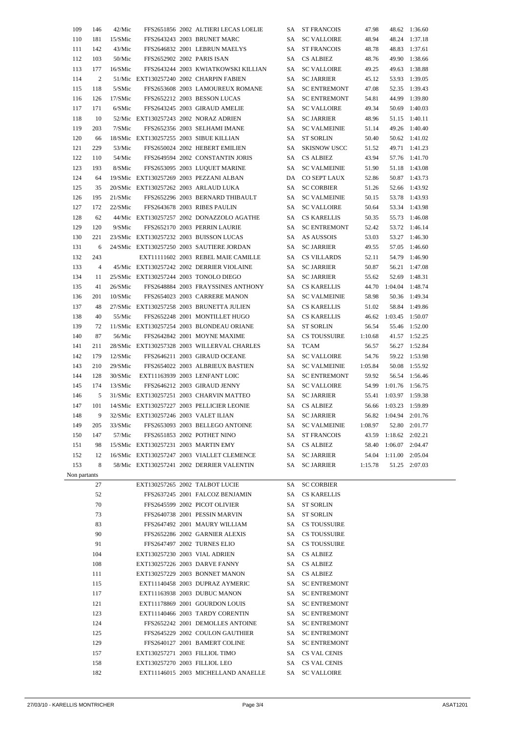| | | | | | | | | | | |
|---|---|---|---|---|---|---|---|---|---|---|
| 109 | 146 | 42/Mic | FFS2651856 | 2002 | ALTIERI LECAS LOELIE | SA | ST FRANCOIS | 47.98 | 48.62 | 1:36.60 |
| 110 | 181 | 15/SMic | FFS2643243 | 2003 | BRUNET MARC | SA | SC VALLOIRE | 48.94 | 48.24 | 1:37.18 |
| 111 | 142 | 43/Mic | FFS2646832 | 2001 | LEBRUN MAELYS | SA | ST FRANCOIS | 48.78 | 48.83 | 1:37.61 |
| 112 | 103 | 50/Mic | FFS2652902 | 2002 | PARIS ISAN | SA | CS ALBIEZ | 48.76 | 49.90 | 1:38.66 |
| 113 | 177 | 16/SMic | FFS2643244 | 2003 | KWIATKOWSKI KILLIAN | SA | SC VALLOIRE | 49.25 | 49.63 | 1:38.88 |
| 114 | 2 | 51/Mic | EXT130257240 | 2002 | CHARPIN FABIEN | SA | SC JARRIER | 45.12 | 53.93 | 1:39.05 |
| 115 | 118 | 5/SMic | FFS2653608 | 2003 | LAMOUREUX ROMANE | SA | SC ENTREMONT | 47.08 | 52.35 | 1:39.43 |
| 116 | 126 | 17/SMic | FFS2652212 | 2003 | BESSON LUCAS | SA | SC ENTREMONT | 54.81 | 44.99 | 1:39.80 |
| 117 | 171 | 6/SMic | FFS2643245 | 2003 | GIRAUD AMELIE | SA | SC VALLOIRE | 49.34 | 50.69 | 1:40.03 |
| 118 | 10 | 52/Mic | EXT130257243 | 2002 | NORAZ ADRIEN | SA | SC JARRIER | 48.96 | 51.15 | 1:40.11 |
| 119 | 203 | 7/SMic | FFS2652356 | 2003 | SELHAMI IMANE | SA | SC VALMEINIE | 51.14 | 49.26 | 1:40.40 |
| 120 | 66 | 18/SMic | EXT130257255 | 2003 | SIBUE KILLIAN | SA | ST SORLIN | 50.40 | 50.62 | 1:41.02 |
| 121 | 229 | 53/Mic | FFS2650024 | 2002 | HEBERT EMILIEN | SA | SKISNOW USCC | 51.52 | 49.71 | 1:41.23 |
| 122 | 110 | 54/Mic | FFS2649594 | 2002 | CONSTANTIN JORIS | SA | CS ALBIEZ | 43.94 | 57.76 | 1:41.70 |
| 123 | 193 | 8/SMic | FFS2653095 | 2003 | LUQUET MARINE | SA | SC VALMEINIE | 51.90 | 51.18 | 1:43.08 |
| 124 | 64 | 19/SMic | EXT130257269 | 2003 | PEZZANI ALBAN | DA | CO SEPT LAUX | 52.86 | 50.87 | 1:43.73 |
| 125 | 35 | 20/SMic | EXT130257262 | 2003 | ARLAUD LUKA | SA | SC CORBIER | 51.26 | 52.66 | 1:43.92 |
| 126 | 195 | 21/SMic | FFS2652296 | 2003 | BERNARD THIBAULT | SA | SC VALMEINIE | 50.15 | 53.78 | 1:43.93 |
| 127 | 172 | 22/SMic | FFS2643678 | 2003 | RIBES PAULIN | SA | SC VALLOIRE | 50.64 | 53.34 | 1:43.98 |
| 128 | 62 | 44/Mic | EXT130257257 | 2002 | DONAZZOLO AGATHE | SA | CS KARELLIS | 50.35 | 55.73 | 1:46.08 |
| 129 | 120 | 9/SMic | FFS2652170 | 2003 | PERRIN LAURIE | SA | SC ENTREMONT | 52.42 | 53.72 | 1:46.14 |
| 130 | 221 | 23/SMic | EXT130257232 | 2003 | BUISSON LUCAS | SA | AS AUSSOIS | 53.03 | 53.27 | 1:46.30 |
| 131 | 6 | 24/SMic | EXT130257250 | 2003 | SAUTIERE JORDAN | SA | SC JARRIER | 49.55 | 57.05 | 1:46.60 |
| 132 | 243 | | EXT11111602 | 2003 | REBEL MAIE CAMILLE | SA | CS VILLARDS | 52.11 | 54.79 | 1:46.90 |
| 133 | 4 | 45/Mic | EXT130257242 | 2002 | DERRIER VIOLAINE | SA | SC JARRIER | 50.87 | 56.21 | 1:47.08 |
| 134 | 11 | 25/SMic | EXT130257244 | 2003 | TONOLO DIEGO | SA | SC JARRIER | 55.62 | 52.69 | 1:48.31 |
| 135 | 41 | 26/SMic | FFS2648884 | 2003 | FRAYSSINES ANTHONY | SA | CS KARELLIS | 44.70 | 1:04.04 | 1:48.74 |
| 136 | 201 | 10/SMic | FFS2654023 | 2003 | CARRERE MANON | SA | SC VALMEINIE | 58.98 | 50.36 | 1:49.34 |
| 137 | 48 | 27/SMic | EXT130257258 | 2003 | BRUNETTA JULIEN | SA | CS KARELLIS | 51.02 | 58.84 | 1:49.86 |
| 138 | 40 | 55/Mic | FFS2652248 | 2001 | MONTILLET HUGO | SA | CS KARELLIS | 46.62 | 1:03.45 | 1:50.07 |
| 139 | 72 | 11/SMic | EXT130257254 | 2003 | BLONDEAU ORIANE | SA | ST SORLIN | 56.54 | 55.46 | 1:52.00 |
| 140 | 87 | 56/Mic | FFS2642842 | 2001 | MOYNE MAXIME | SA | CS TOUSSUIRE | 1:10.68 | 41.57 | 1:52.25 |
| 141 | 211 | 28/SMic | EXT130257328 | 2003 | WILLERVAL CHARLES | SA | TCAM | 56.57 | 56.27 | 1:52.84 |
| 142 | 179 | 12/SMic | FFS2646211 | 2003 | GIRAUD OCEANE | SA | SC VALLOIRE | 54.76 | 59.22 | 1:53.98 |
| 143 | 210 | 29/SMic | FFS2654022 | 2003 | ALBRIEUX BASTIEN | SA | SC VALMEINIE | 1:05.84 | 50.08 | 1:55.92 |
| 144 | 128 | 30/SMic | EXT11163939 | 2003 | LENFANT LOIC | SA | SC ENTREMONT | 59.92 | 56.54 | 1:56.46 |
| 145 | 174 | 13/SMic | FFS2646212 | 2003 | GIRAUD JENNY | SA | SC VALLOIRE | 54.99 | 1:01.76 | 1:56.75 |
| 146 | 5 | 31/SMic | EXT130257251 | 2003 | CHARVIN MATTEO | SA | SC JARRIER | 55.41 | 1:03.97 | 1:59.38 |
| 147 | 101 | 14/SMic | EXT130257227 | 2003 | PELLICIER LEONIE | SA | CS ALBIEZ | 56.66 | 1:03.23 | 1:59.89 |
| 148 | 9 | 32/SMic | EXT130257246 | 2003 | VALET ILIAN | SA | SC JARRIER | 56.82 | 1:04.94 | 2:01.76 |
| 149 | 205 | 33/SMic | FFS2653093 | 2003 | BELLEGO ANTOINE | SA | SC VALMEINIE | 1:08.97 | 52.80 | 2:01.77 |
| 150 | 147 | 57/Mic | FFS2651853 | 2002 | POTHET NINO | SA | ST FRANCOIS | 43.59 | 1:18.62 | 2:02.21 |
| 151 | 98 | 15/SMic | EXT130257231 | 2003 | MARTIN EMY | SA | CS ALBIEZ | 58.40 | 1:06.07 | 2:04.47 |
| 152 | 12 | 16/SMic | EXT130257247 | 2003 | VIALLET CLEMENCE | SA | SC JARRIER | 54.04 | 1:11.00 | 2:05.04 |
| 153 | 8 | 58/Mic | EXT130257241 | 2002 | DERRIER VALENTIN | SA | SC JARRIER | 1:15.78 | 51.25 | 2:07.03 |

Non partants

| | | | | | |
|---|---|---|---|---|---|
| 27 | EXT130257265 | 2002 | TALBOT LUCIE | SA | SC CORBIER |
| 52 | FFS2637245 | 2001 | FALCOZ BENJAMIN | SA | CS KARELLIS |
| 70 | FFS2645599 | 2002 | PICOT OLIVIER | SA | ST SORLIN |
| 73 | FFS2640738 | 2001 | PESSIN MARVIN | SA | ST SORLIN |
| 83 | FFS2647492 | 2001 | MAURY WILLIAM | SA | CS TOUSSUIRE |
| 90 | FFS2652286 | 2002 | GARNIER ALEXIS | SA | CS TOUSSUIRE |
| 91 | FFS2647497 | 2002 | TURNES ELIO | SA | CS TOUSSUIRE |
| 104 | EXT130257230 | 2003 | VIAL ADRIEN | SA | CS ALBIEZ |
| 108 | EXT130257226 | 2003 | DARVE FANNY | SA | CS ALBIEZ |
| 111 | EXT130257229 | 2003 | BONNET MANON | SA | CS ALBIEZ |
| 115 | EXT11140458 | 2003 | DUPRAZ AYMERIC | SA | SC ENTREMONT |
| 117 | EXT11163938 | 2003 | DUBUC MANON | SA | SC ENTREMONT |
| 121 | EXT11178869 | 2001 | GOURDON LOUIS | SA | SC ENTREMONT |
| 123 | EXT11140466 | 2003 | TARDY CORENTIN | SA | SC ENTREMONT |
| 124 | FFS2652242 | 2001 | DEMOLLES ANTOINE | SA | SC ENTREMONT |
| 125 | FFS2645229 | 2002 | COULON GAUTHIER | SA | SC ENTREMONT |
| 129 | FFS2640127 | 2001 | BAMERT COLINE | SA | SC ENTREMONT |
| 157 | EXT130257271 | 2003 | FILLIOL TIMO | SA | CS VAL CENIS |
| 158 | EXT130257270 | 2003 | FILLIOL LEO | SA | CS VAL CENIS |
| 182 | EXT11146015 | 2003 | MICHELLAND ANAELLE | SA | SC VALLOIRE |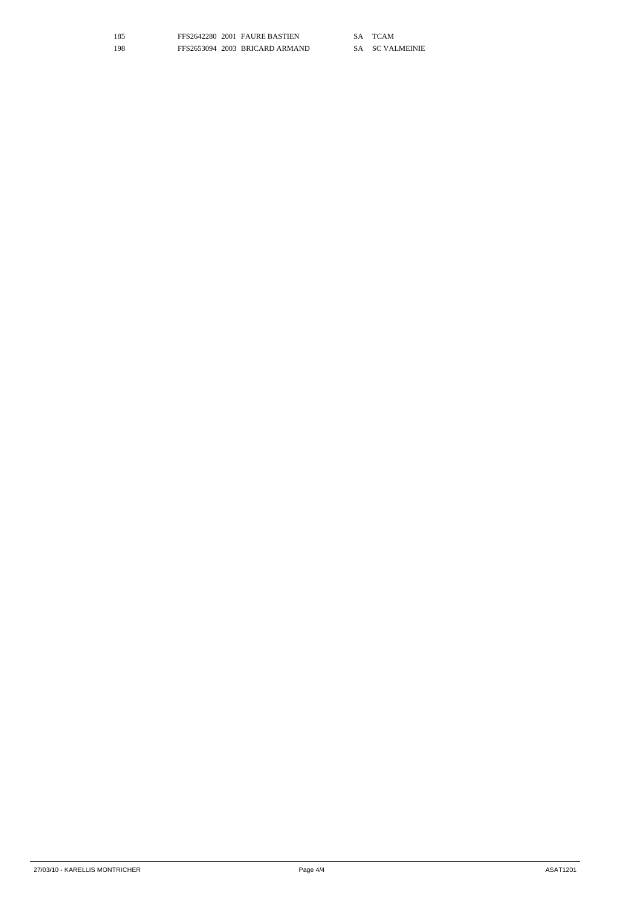| | | | | | |
|---|---|---|---|---|---|
| 185 | FFS2642280 | 2001 | FAURE BASTIEN | SA | TCAM |
| 198 | FFS2653094 | 2003 | BRICARD ARMAND | SA | SC VALMEINIE |